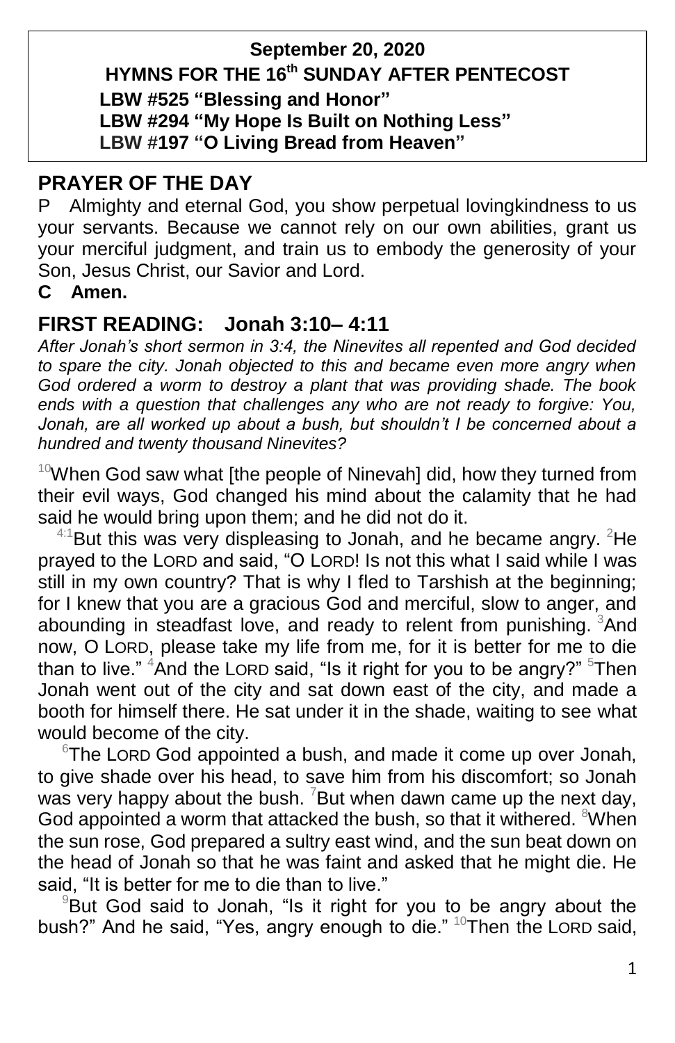**September 20, 2020**

**HYMNS FOR THE 16th SUNDAY AFTER PENTECOST**

**LBW #525 "Blessing and Honor"**
**LBW #294 "My Hope Is Built on Nothing Less"**
**LBW #197 "O Living Bread from Heaven"**

## PRAYER OF THE DAY

P Almighty and eternal God, you show perpetual lovingkindness to us your servants. Because we cannot rely on our own abilities, grant us your merciful judgment, and train us to embody the generosity of your Son, Jesus Christ, our Savior and Lord.

**C Amen.**

## FIRST READING: Jonah 3:10– 4:11

*After Jonah's short sermon in 3:4, the Ninevites all repented and God decided to spare the city. Jonah objected to this and became even more angry when God ordered a worm to destroy a plant that was providing shade. The book ends with a question that challenges any who are not ready to forgive: You, Jonah, are all worked up about a bush, but shouldn't I be concerned about a hundred and twenty thousand Ninevites?*

[10]When God saw what [the people of Nineveh] did, how they turned from their evil ways, God changed his mind about the calamity that he had said he would bring upon them; and he did not do it.

[4:1]But this was very displeasing to Jonah, and he became angry. [2]He prayed to the LORD and said, "O LORD! Is not this what I said while I was still in my own country? That is why I fled to Tarshish at the beginning; for I knew that you are a gracious God and merciful, slow to anger, and abounding in steadfast love, and ready to relent from punishing. [3]And now, O LORD, please take my life from me, for it is better for me to die than to live." [4]And the LORD said, "Is it right for you to be angry?" [5]Then Jonah went out of the city and sat down east of the city, and made a booth for himself there. He sat under it in the shade, waiting to see what would become of the city.

[6]The LORD God appointed a bush, and made it come up over Jonah, to give shade over his head, to save him from his discomfort; so Jonah was very happy about the bush. [7]But when dawn came up the next day, God appointed a worm that attacked the bush, so that it withered. [8]When the sun rose, God prepared a sultry east wind, and the sun beat down on the head of Jonah so that he was faint and asked that he might die. He said, "It is better for me to die than to live."

[9]But God said to Jonah, "Is it right for you to be angry about the bush?" And he said, "Yes, angry enough to die." [10]Then the LORD said,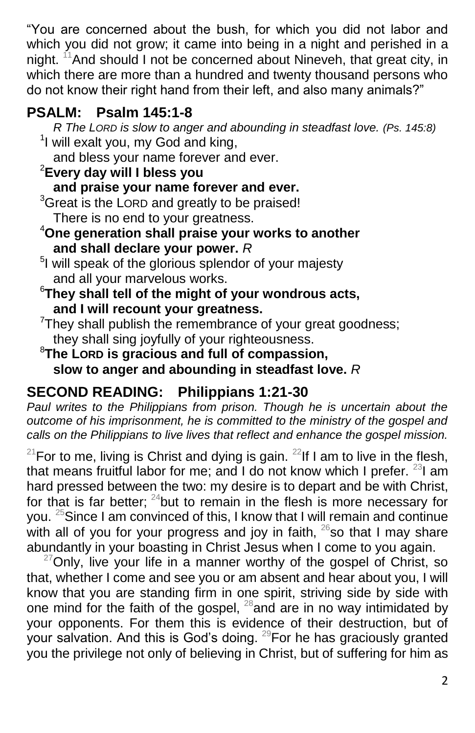"You are concerned about the bush, for which you did not labor and which you did not grow; it came into being in a night and perished in a night. [11]And should I not be concerned about Nineveh, that great city, in which there are more than a hundred and twenty thousand persons who do not know their right hand from their left, and also many animals?"

## PSALM: Psalm 145:1-8

*R The LORD is slow to anger and abounding in steadfast love. (Ps. 145:8)*

[1]I will exalt you, my God and king,
 and bless your name forever and ever.

**[2]Every day will I bless you**
 **and praise your name forever and ever.**

[3]Great is the LORD and greatly to be praised!
 There is no end to your greatness.

**[4]One generation shall praise your works to another**
 **and shall declare your power.** *R*

[5]I will speak of the glorious splendor of your majesty
 and all your marvelous works.

**[6]They shall tell of the might of your wondrous acts,**
 **and I will recount your greatness.**

[7]They shall publish the remembrance of your great goodness;
 they shall sing joyfully of your righteousness.

**[8]The LORD is gracious and full of compassion,**
 **slow to anger and abounding in steadfast love.** *R*

## SECOND READING: Philippians 1:21-30

*Paul writes to the Philippians from prison. Though he is uncertain about the outcome of his imprisonment, he is committed to the ministry of the gospel and calls on the Philippians to live lives that reflect and enhance the gospel mission.*

[21]For to me, living is Christ and dying is gain. [22]If I am to live in the flesh, that means fruitful labor for me; and I do not know which I prefer. [23]I am hard pressed between the two: my desire is to depart and be with Christ, for that is far better; [24]but to remain in the flesh is more necessary for you. [25]Since I am convinced of this, I know that I will remain and continue with all of you for your progress and joy in faith, [26]so that I may share abundantly in your boasting in Christ Jesus when I come to you again.

[27]Only, live your life in a manner worthy of the gospel of Christ, so that, whether I come and see you or am absent and hear about you, I will know that you are standing firm in one spirit, striving side by side with one mind for the faith of the gospel, [28]and are in no way intimidated by your opponents. For them this is evidence of their destruction, but of your salvation. And this is God's doing. [29]For he has graciously granted you the privilege not only of believing in Christ, but of suffering for him as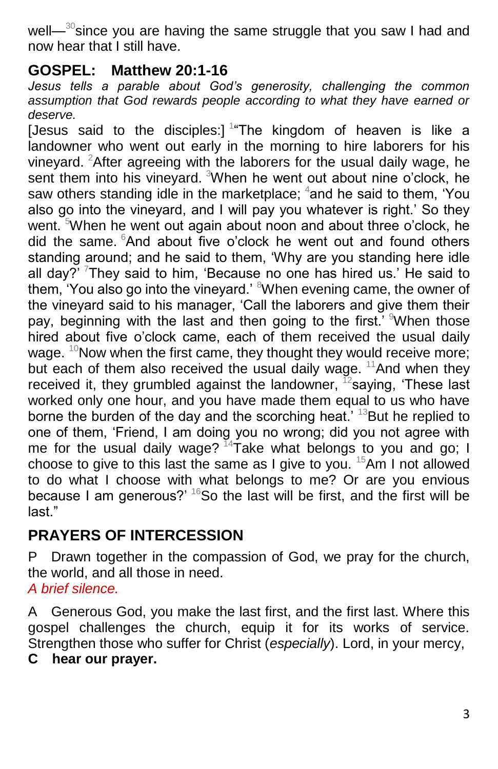well—[30]since you are having the same struggle that you saw I had and now hear that I still have.

## GOSPEL: Matthew 20:1-16

*Jesus tells a parable about God's generosity, challenging the common assumption that God rewards people according to what they have earned or deserve.*

[Jesus said to the disciples:] [1]"The kingdom of heaven is like a landowner who went out early in the morning to hire laborers for his vineyard. [2]After agreeing with the laborers for the usual daily wage, he sent them into his vineyard. [3]When he went out about nine o'clock, he saw others standing idle in the marketplace; [4]and he said to them, 'You also go into the vineyard, and I will pay you whatever is right.' So they went. [5]When he went out again about noon and about three o'clock, he did the same. [6]And about five o'clock he went out and found others standing around; and he said to them, 'Why are you standing here idle all day?' [7]They said to him, 'Because no one has hired us.' He said to them, 'You also go into the vineyard.' [8]When evening came, the owner of the vineyard said to his manager, 'Call the laborers and give them their pay, beginning with the last and then going to the first.' [9]When those hired about five o'clock came, each of them received the usual daily wage. [10]Now when the first came, they thought they would receive more; but each of them also received the usual daily wage. [11]And when they received it, they grumbled against the landowner, [12]saying, 'These last worked only one hour, and you have made them equal to us who have borne the burden of the day and the scorching heat.' [13]But he replied to one of them, 'Friend, I am doing you no wrong; did you not agree with me for the usual daily wage? [14]Take what belongs to you and go; I choose to give to this last the same as I give to you. [15]Am I not allowed to do what I choose with what belongs to me? Or are you envious because I am generous?' [16]So the last will be first, and the first will be last."

## PRAYERS OF INTERCESSION

P Drawn together in the compassion of God, we pray for the church, the world, and all those in need.

*A brief silence.*

A Generous God, you make the last first, and the first last. Where this gospel challenges the church, equip it for its works of service. Strengthen those who suffer for Christ (*especially*). Lord, in your mercy,

**C hear our prayer.**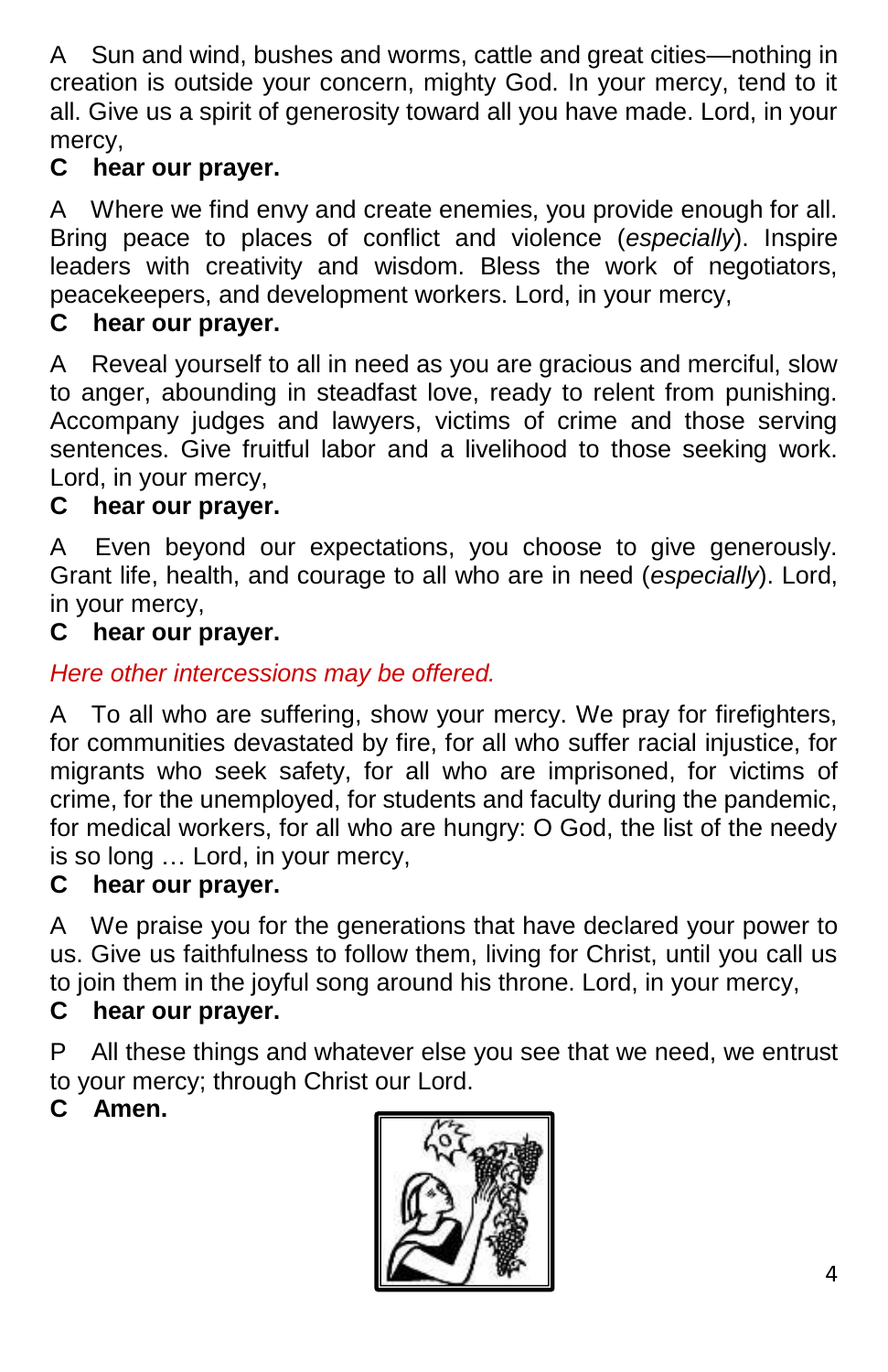A Sun and wind, bushes and worms, cattle and great cities—nothing in creation is outside your concern, mighty God. In your mercy, tend to it all. Give us a spirit of generosity toward all you have made. Lord, in your mercy,

**C hear our prayer.**

A Where we find envy and create enemies, you provide enough for all. Bring peace to places of conflict and violence (*especially*). Inspire leaders with creativity and wisdom. Bless the work of negotiators, peacekeepers, and development workers. Lord, in your mercy,

**C hear our prayer.**

A Reveal yourself to all in need as you are gracious and merciful, slow to anger, abounding in steadfast love, ready to relent from punishing. Accompany judges and lawyers, victims of crime and those serving sentences. Give fruitful labor and a livelihood to those seeking work. Lord, in your mercy,

**C hear our prayer.**

A Even beyond our expectations, you choose to give generously. Grant life, health, and courage to all who are in need (*especially*). Lord, in your mercy,

**C hear our prayer.**

*Here other intercessions may be offered.*

A To all who are suffering, show your mercy. We pray for firefighters, for communities devastated by fire, for all who suffer racial injustice, for migrants who seek safety, for all who are imprisoned, for victims of crime, for the unemployed, for students and faculty during the pandemic, for medical workers, for all who are hungry: O God, the list of the needy is so long … Lord, in your mercy,

**C hear our prayer.**

A We praise you for the generations that have declared your power to us. Give us faithfulness to follow them, living for Christ, until you call us to join them in the joyful song around his throne. Lord, in your mercy,

**C hear our prayer.**

P All these things and whatever else you see that we need, we entrust to your mercy; through Christ our Lord.

**C Amen.**